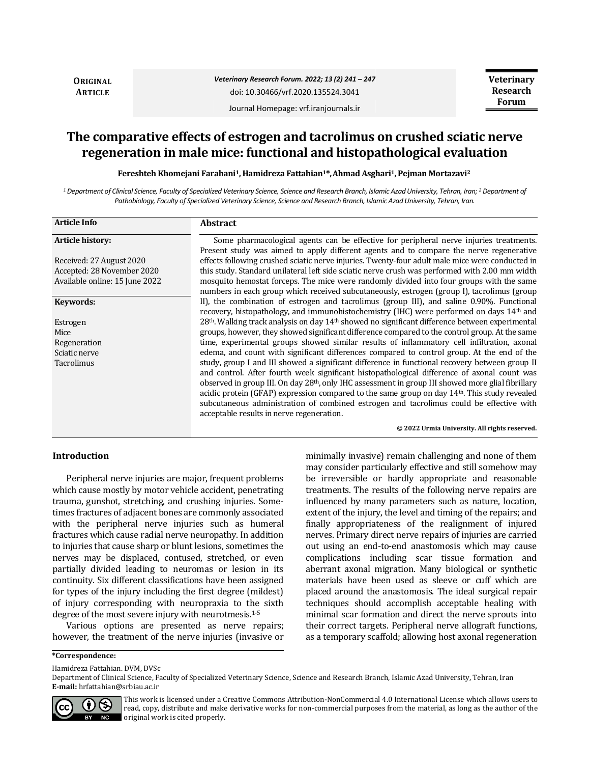**ORIGINAL ARTICLE**

*Veterinary Research Forum. 2022; 13 (2) 241 – 247*

doi: 10.30466/vrf.2020.135524.3041

Journal Homepage: vrf.iranjournals.ir

**Veterinary Research Forum**

# The comparative effects of estrogen and tacrolimus on crushed sciatic nerve regeneration in male mice: functional and histopathological evaluation

**Fereshteh Khomejani Farahani[1], Hamidreza Fattahian[1]*, Ahmad Asghari[1], Pejman Mortazavi[2]**

*[1] Department of Clinical Science, Faculty of Specialized Veterinary Science, Science and Research Branch, Islamic Azad University, Tehran, Iran; [2] Department of Pathobiology, Faculty of Specialized Veterinary Science, Science and Research Branch, Islamic Azad University, Tehran, Iran.*

**Article Info**

**Article history:**

Received: 27 August 2020
Accepted: 28 November 2020
Available online: 15 June 2022

**Keywords:**

Estrogen
Mice
Regeneration
Sciatic nerve
Tacrolimus

**Abstract**

Some pharmacological agents can be effective for peripheral nerve injuries treatments. Present study was aimed to apply different agents and to compare the nerve regenerative effects following crushed sciatic nerve injuries. Twenty-four adult male mice were conducted in this study. Standard unilateral left side sciatic nerve crush was performed with 2.00 mm width mosquito hemostat forceps. The mice were randomly divided into four groups with the same numbers in each group which received subcutaneously, estrogen (group I), tacrolimus (group II), the combination of estrogen and tacrolimus (group III), and saline 0.90%. Functional recovery, histopathology, and immunohistochemistry (IHC) were performed on days 14th and 28th. Walking track analysis on day 14th showed no significant difference between experimental groups, however, they showed significant difference compared to the control group. At the same time, experimental groups showed similar results of inflammatory cell infiltration, axonal edema, and count with significant differences compared to control group. At the end of the study, group I and III showed a significant difference in functional recovery between group II and control. After fourth week significant histopathological difference of axonal count was observed in group III. On day 28th, only IHC assessment in group III showed more glial fibrillary acidic protein (GFAP) expression compared to the same group on day 14th. This study revealed subcutaneous administration of combined estrogen and tacrolimus could be effective with acceptable results in nerve regeneration.

**© 2022 Urmia University. All rights reserved.**

## Introduction

Peripheral nerve injuries are major, frequent problems which cause mostly by motor vehicle accident, penetrating trauma, gunshot, stretching, and crushing injuries. Sometimes fractures of adjacent bones are commonly associated with the peripheral nerve injuries such as humeral fractures which cause radial nerve neuropathy. In addition to injuries that cause sharp or blunt lesions, sometimes the nerves may be displaced, contused, stretched, or even partially divided leading to neuromas or lesion in its continuity. Six different classifications have been assigned for types of the injury including the first degree (mildest) of injury corresponding with neuropraxia to the sixth degree of the most severe injury with neurotmesis.[1-5]

Various options are presented as nerve repairs; however, the treatment of the nerve injuries (invasive or minimally invasive) remain challenging and none of them may consider particularly effective and still somehow may be irreversible or hardly appropriate and reasonable treatments. The results of the following nerve repairs are influenced by many parameters such as nature, location, extent of the injury, the level and timing of the repairs; and finally appropriateness of the realignment of injured nerves. Primary direct nerve repairs of injuries are carried out using an end-to-end anastomosis which may cause complications including scar tissue formation and aberrant axonal migration. Many biological or synthetic materials have been used as sleeve or cuff which are placed around the anastomosis. The ideal surgical repair techniques should accomplish acceptable healing with minimal scar formation and direct the nerve sprouts into their correct targets. Peripheral nerve allograft functions, as a temporary scaffold; allowing host axonal regeneration

**\*Correspondence:**

Hamidreza Fattahian. DVM, DVSc
Department of Clinical Science, Faculty of Specialized Veterinary Science, Science and Research Branch, Islamic Azad University, Tehran, Iran
**E-mail:** hrfattahian@srbiau.ac.ir

This work is licensed under a Creative Commons Attribution-NonCommercial 4.0 International License which allows users to read, copy, distribute and make derivative works for non-commercial purposes from the material, as long as the author of the original work is cited properly.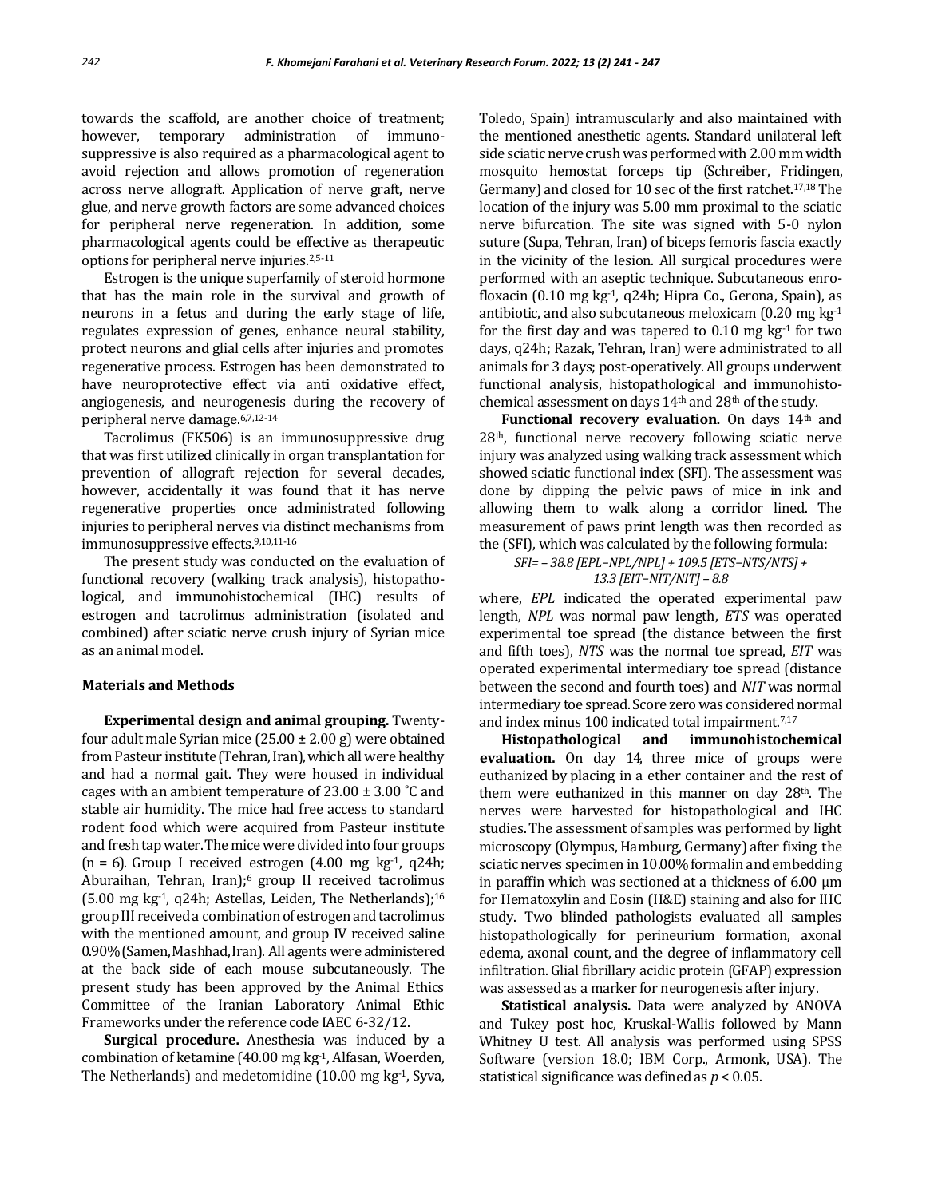towards the scaffold, are another choice of treatment; however, temporary administration of immuno-suppressive is also required as a pharmacological agent to avoid rejection and allows promotion of regeneration across nerve allograft. Application of nerve graft, nerve glue, and nerve growth factors are some advanced choices for peripheral nerve regeneration. In addition, some pharmacological agents could be effective as therapeutic options for peripheral nerve injuries.[2,5-11]

Estrogen is the unique superfamily of steroid hormone that has the main role in the survival and growth of neurons in a fetus and during the early stage of life, regulates expression of genes, enhance neural stability, protect neurons and glial cells after injuries and promotes regenerative process. Estrogen has been demonstrated to have neuroprotective effect via anti oxidative effect, angiogenesis, and neurogenesis during the recovery of peripheral nerve damage.[6,7,12-14]

Tacrolimus (FK506) is an immunosuppressive drug that was first utilized clinically in organ transplantation for prevention of allograft rejection for several decades, however, accidentally it was found that it has nerve regenerative properties once administrated following injuries to peripheral nerves via distinct mechanisms from immunosuppressive effects.[9,10,11-16]

The present study was conducted on the evaluation of functional recovery (walking track analysis), histopathological, and immunohistochemical (IHC) results of estrogen and tacrolimus administration (isolated and combined) after sciatic nerve crush injury of Syrian mice as an animal model.

## Materials and Methods

**Experimental design and animal grouping.** Twenty-four adult male Syrian mice (25.00 ± 2.00 g) were obtained from Pasteur institute (Tehran, Iran), which all were healthy and had a normal gait. They were housed in individual cages with an ambient temperature of 23.00 ± 3.00 ˚C and stable air humidity. The mice had free access to standard rodent food which were acquired from Pasteur institute and fresh tap water. The mice were divided into four groups (n = 6). Group I received estrogen (4.00 mg kg$^{-1}$, q24h; Aburaihan, Tehran, Iran);[6] group II received tacrolimus (5.00 mg kg$^{-1}$, q24h; Astellas, Leiden, The Netherlands);[16] group III received a combination of estrogen and tacrolimus with the mentioned amount, and group IV received saline 0.90% (Samen, Mashhad, Iran). All agents were administered at the back side of each mouse subcutaneously. The present study has been approved by the Animal Ethics Committee of the Iranian Laboratory Animal Ethic Frameworks under the reference code IAEC 6-32/12.

**Surgical procedure.** Anesthesia was induced by a combination of ketamine (40.00 mg kg$^{-1}$, Alfasan, Woerden, The Netherlands) and medetomidine (10.00 mg kg$^{-1}$, Syva, Toledo, Spain) intramuscularly and also maintained with the mentioned anesthetic agents. Standard unilateral left side sciatic nerve crush was performed with 2.00 mm width mosquito hemostat forceps tip (Schreiber, Fridingen, Germany) and closed for 10 sec of the first ratchet.[17,18] The location of the injury was 5.00 mm proximal to the sciatic nerve bifurcation. The site was signed with 5-0 nylon suture (Supa, Tehran, Iran) of biceps femoris fascia exactly in the vicinity of the lesion. All surgical procedures were performed with an aseptic technique. Subcutaneous enrofloxacin (0.10 mg kg$^{-1}$, q24h; Hipra Co., Gerona, Spain), as antibiotic, and also subcutaneous meloxicam (0.20 mg kg$^{-1}$ for the first day and was tapered to 0.10 mg kg$^{-1}$ for two days, q24h; Razak, Tehran, Iran) were administered to all animals for 3 days; post-operatively. All groups underwent functional analysis, histopathological and immunohistochemical assessment on days 14th and 28th of the study.

**Functional recovery evaluation.** On days 14th and 28th, functional nerve recovery following sciatic nerve injury was analyzed using walking track assessment which showed sciatic functional index (SFI). The assessment was done by dipping the pelvic paws of mice in ink and allowing them to walk along a corridor lined. The measurement of paws print length was then recorded as the (SFI), which was calculated by the following formula:

$$SFI = -38.8\,[EPL-NPL/NPL] + 109.5\,[ETS-NTS/NTS] + 13.3\,[EIT-NIT/NIT] - 8.8$$

where, *EPL* indicated the operated experimental paw length, *NPL* was normal paw length, *ETS* was operated experimental toe spread (the distance between the first and fifth toes), *NTS* was the normal toe spread, *EIT* was operated experimental intermediary toe spread (distance between the second and fourth toes) and *NIT* was normal intermediary toe spread. Score zero was considered normal and index minus 100 indicated total impairment.[7,17]

**Histopathological and immunohistochemical evaluation.** On day 14, three mice of groups were euthanized by placing in a ether container and the rest of them were euthanized in this manner on day 28th. The nerves were harvested for histopathological and IHC studies. The assessment of samples was performed by light microscopy (Olympus, Hamburg, Germany) after fixing the sciatic nerves specimen in 10.00% formalin and embedding in paraffin which was sectioned at a thickness of 6.00 μm for Hematoxylin and Eosin (H&E) staining and also for IHC study. Two blinded pathologists evaluated all samples histopathologically for perineurium formation, axonal edema, axonal count, and the degree of inflammatory cell infiltration. Glial fibrillary acidic protein (GFAP) expression was assessed as a marker for neurogenesis after injury.

**Statistical analysis.** Data were analyzed by ANOVA and Tukey post hoc, Kruskal-Wallis followed by Mann Whitney U test. All analysis was performed using SPSS Software (version 18.0; IBM Corp., Armonk, USA). The statistical significance was defined as $p < 0.05$.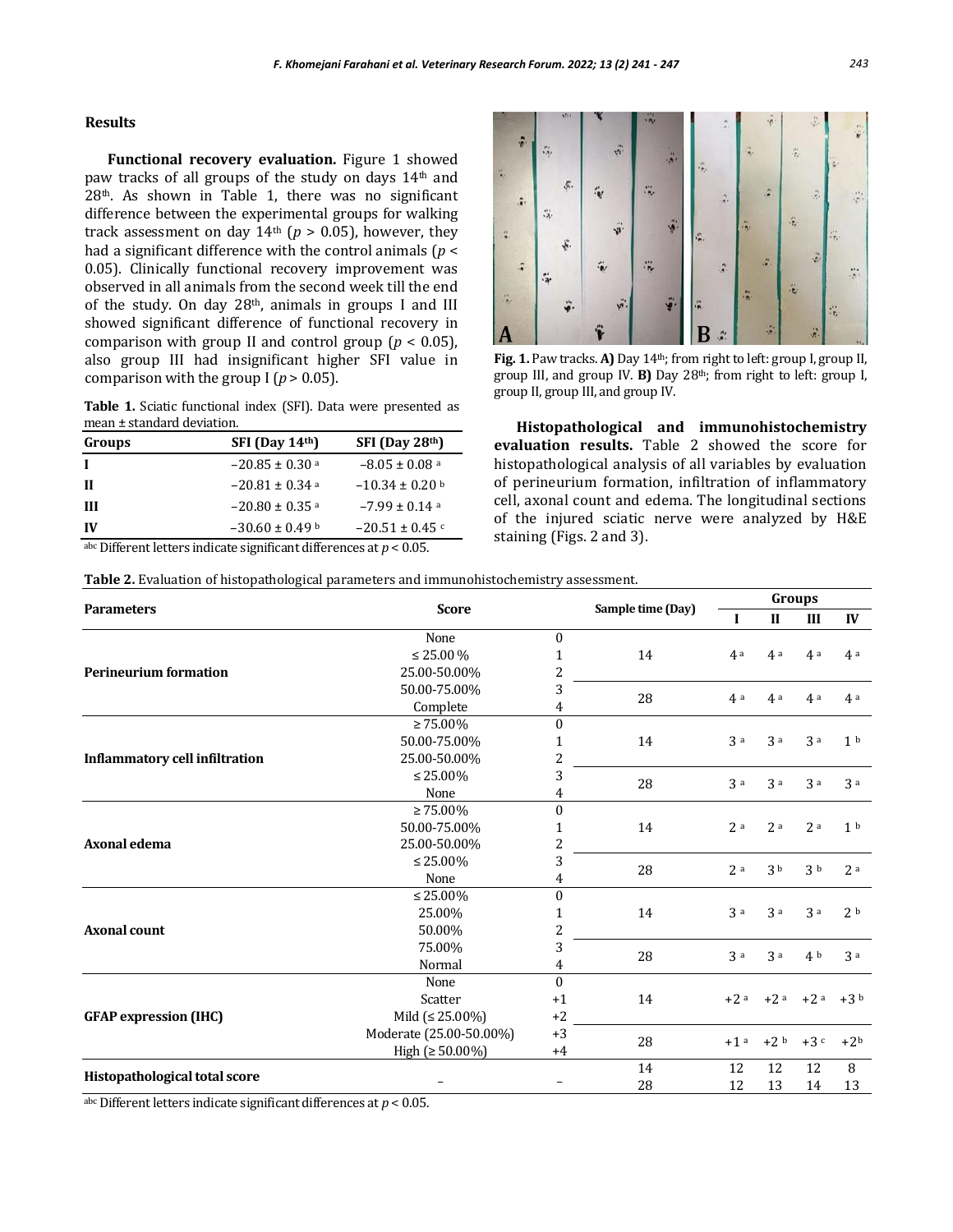## Results

**Functional recovery evaluation.** Figure 1 showed paw tracks of all groups of the study on days 14th and 28th. As shown in Table 1, there was no significant difference between the experimental groups for walking track assessment on day 14th ($p > 0.05$), however, they had a significant difference with the control animals ($p < 0.05$). Clinically functional recovery improvement was observed in all animals from the second week till the end of the study. On day 28th, animals in groups I and III showed significant difference of functional recovery in comparison with group II and control group ($p < 0.05$), also group III had insignificant higher SFI value in comparison with the group I ($p > 0.05$).

**Table 1.** Sciatic functional index (SFI). Data were presented as mean ± standard deviation.

| Groups | SFI (Day 14th) | SFI (Day 28th) |
|---|---|---|
| I | –20.85 ± 0.30 [a] | –8.05 ± 0.08 [a] |
| II | –20.81 ± 0.34 [a] | –10.34 ± 0.20 [b] |
| III | –20.80 ± 0.35 [a] | –7.99 ± 0.14 [a] |
| IV | –30.60 ± 0.49 [b] | –20.51 ± 0.45 [c] |

abc Different letters indicate significant differences at $p < 0.05$.

**Fig. 1.** Paw tracks. **A)** Day 14th; from right to left: group I, group II, group III, and group IV. **B)** Day 28th; from right to left: group I, group II, group III, and group IV.

**Histopathological and immunohistochemistry evaluation results.** Table 2 showed the score for histopathological analysis of all variables by evaluation of perineurium formation, infiltration of inflammatory cell, axonal count and edema. The longitudinal sections of the injured sciatic nerve were analyzed by H&E staining (Figs. 2 and 3).

**Table 2.** Evaluation of histopathological parameters and immunohistochemistry assessment.

| Parameters | Score | | Sample time (Day) | Groups | | | |
|---|---|---|---|---|---|---|---|
| | | | | I | II | III | IV |
| Perineurium formation | None | 0 | | | | | |
| | ≤ 25.00 % | 1 | 14 | 4 [a] | 4 [a] | 4 [a] | 4 [a] |
| | 25.00-50.00% | 2 | | | | | |
| | 50.00-75.00% | 3 | 28 | 4 [a] | 4 [a] | 4 [a] | 4 [a] |
| | Complete | 4 | | | | | |
| Inflammatory cell infiltration | ≥ 75.00% | 0 | | | | | |
| | 50.00-75.00% | 1 | 14 | 3 [a] | 3 [a] | 3 [a] | 1 [b] |
| | 25.00-50.00% | 2 | | | | | |
| | ≤ 25.00% | 3 | 28 | 3 [a] | 3 [a] | 3 [a] | 3 [a] |
| | None | 4 | | | | | |
| Axonal edema | ≥ 75.00% | 0 | | | | | |
| | 50.00-75.00% | 1 | 14 | 2 [a] | 2 [a] | 2 [a] | 1 [b] |
| | 25.00-50.00% | 2 | | | | | |
| | ≤ 25.00% | 3 | 28 | 2 [a] | 3 [b] | 3 [b] | 2 [a] |
| | None | 4 | | | | | |
| Axonal count | ≤ 25.00% | 0 | | | | | |
| | 25.00% | 1 | 14 | 3 [a] | 3 [a] | 3 [a] | 2 [b] |
| | 50.00% | 2 | | | | | |
| | 75.00% | 3 | 28 | 3 [a] | 3 [a] | 4 [b] | 3 [a] |
| | Normal | 4 | | | | | |
| GFAP expression (IHC) | None | 0 | | | | | |
| | Scatter | +1 | 14 | +2 [a] | +2 [a] | +2 [a] | +3 [b] |
| | Mild (≤ 25.00%) | +2 | | | | | |
| | Moderate (25.00-50.00%) | +3 | 28 | +1 [a] | +2 [b] | +3 [c] | +2 [b] |
| | High (≥ 50.00%) | +4 | | | | | |
| Histopathological total score | – | – | 14 | 12 | 12 | 12 | 8 |
| | | | 28 | 12 | 13 | 14 | 13 |

abc Different letters indicate significant differences at $p < 0.05$.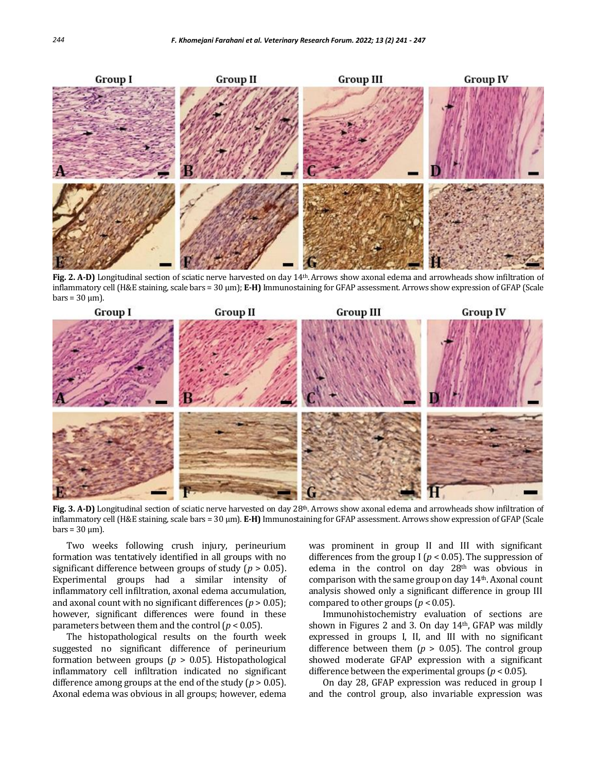**Fig. 2. A-D)** Longitudinal section of sciatic nerve harvested on day 14th. Arrows show axonal edema and arrowheads show infiltration of inflammatory cell (H&E staining, scale bars = 30 µm); **E-H)** Immunostaining for GFAP assessment. Arrows show expression of GFAP (Scale bars = 30 µm).

**Fig. 3. A-D)** Longitudinal section of sciatic nerve harvested on day 28th. Arrows show axonal edema and arrowheads show infiltration of inflammatory cell (H&E staining, scale bars = 30 µm). **E-H)** Immunostaining for GFAP assessment. Arrows show expression of GFAP (Scale bars = 30 µm).

Two weeks following crush injury, perineurium formation was tentatively identified in all groups with no significant difference between groups of study ($p > 0.05$). Experimental groups had a similar intensity of inflammatory cell infiltration, axonal edema accumulation, and axonal count with no significant differences ($p > 0.05$); however, significant differences were found in these parameters between them and the control ($p < 0.05$).

The histopathological results on the fourth week suggested no significant difference of perineurium formation between groups ($p > 0.05$). Histopathological inflammatory cell infiltration indicated no significant difference among groups at the end of the study ($p > 0.05$). Axonal edema was obvious in all groups; however, edema was prominent in group II and III with significant differences from the group I ($p < 0.05$). The suppression of edema in the control on day 28th was obvious in comparison with the same group on day 14th. Axonal count analysis showed only a significant difference in group III compared to other groups ($p < 0.05$).

Immunohistochemistry evaluation of sections are shown in Figures 2 and 3. On day 14th, GFAP was mildly expressed in groups I, II, and III with no significant difference between them ($p > 0.05$). The control group showed moderate GFAP expression with a significant difference between the experimental groups ($p < 0.05$).

On day 28, GFAP expression was reduced in group I and the control group, also invariable expression was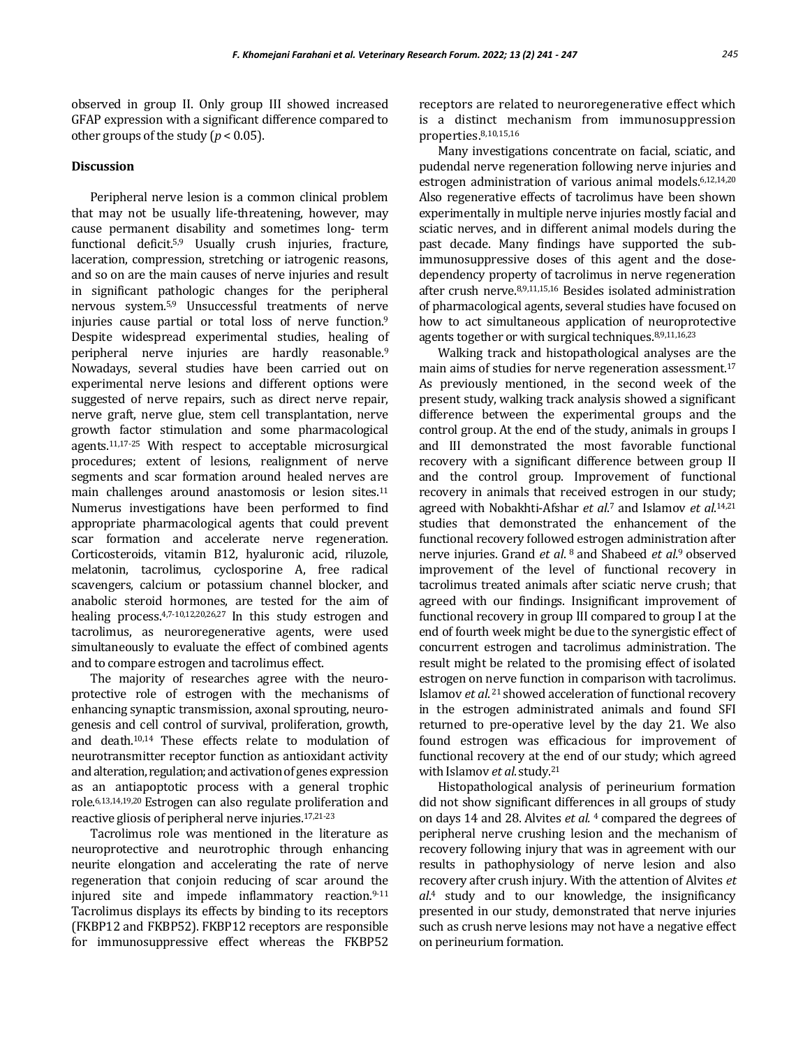observed in group II. Only group III showed increased GFAP expression with a significant difference compared to other groups of the study ($p < 0.05$).

## Discussion

Peripheral nerve lesion is a common clinical problem that may not be usually life-threatening, however, may cause permanent disability and sometimes long- term functional deficit.[5,9] Usually crush injuries, fracture, laceration, compression, stretching or iatrogenic reasons, and so on are the main causes of nerve injuries and result in significant pathologic changes for the peripheral nervous system.[5,9] Unsuccessful treatments of nerve injuries cause partial or total loss of nerve function.[9] Despite widespread experimental studies, healing of peripheral nerve injuries are hardly reasonable.[9] Nowadays, several studies have been carried out on experimental nerve lesions and different options were suggested of nerve repairs, such as direct nerve repair, nerve graft, nerve glue, stem cell transplantation, nerve growth factor stimulation and some pharmacological agents.[11,17-25] With respect to acceptable microsurgical procedures; extent of lesions, realignment of nerve segments and scar formation around healed nerves are main challenges around anastomosis or lesion sites.[11] Numerus investigations have been performed to find appropriate pharmacological agents that could prevent scar formation and accelerate nerve regeneration. Corticosteroids, vitamin B12, hyaluronic acid, riluzole, melatonin, tacrolimus, cyclosporine A, free radical scavengers, calcium or potassium channel blocker, and anabolic steroid hormones, are tested for the aim of healing process.[4,7-10,12,20,26,27] In this study estrogen and tacrolimus, as neuroregenerative agents, were used simultaneously to evaluate the effect of combined agents and to compare estrogen and tacrolimus effect.

The majority of researches agree with the neuro-protective role of estrogen with the mechanisms of enhancing synaptic transmission, axonal sprouting, neuro-genesis and cell control of survival, proliferation, growth, and death.[10,14] These effects relate to modulation of neurotransmitter receptor function as antioxidant activity and alteration, regulation; and activation of genes expression as an antiapoptotic process with a general trophic role.[6,13,14,19,20] Estrogen can also regulate proliferation and reactive gliosis of peripheral nerve injuries.[17,21-23]

Tacrolimus role was mentioned in the literature as neuroprotective and neurotrophic through enhancing neurite elongation and accelerating the rate of nerve regeneration that conjoin reducing of scar around the injured site and impede inflammatory reaction.[9-11] Tacrolimus displays its effects by binding to its receptors (FKBP12 and FKBP52). FKBP12 receptors are responsible for immunosuppressive effect whereas the FKBP52 receptors are related to neuroregenerative effect which is a distinct mechanism from immunosuppression properties.[8,10,15,16]

Many investigations concentrate on facial, sciatic, and pudendal nerve regeneration following nerve injuries and estrogen administration of various animal models.[6,12,14,20] Also regenerative effects of tacrolimus have been shown experimentally in multiple nerve injuries mostly facial and sciatic nerves, and in different animal models during the past decade. Many findings have supported the sub-immunosuppressive doses of this agent and the dose-dependency property of tacrolimus in nerve regeneration after crush nerve.[8,9,11,15,16] Besides isolated administration of pharmacological agents, several studies have focused on how to act simultaneous application of neuroprotective agents together or with surgical techniques.[8,9,11,16,23]

Walking track and histopathological analyses are the main aims of studies for nerve regeneration assessment.[17] As previously mentioned, in the second week of the present study, walking track analysis showed a significant difference between the experimental groups and the control group. At the end of the study, animals in groups I and III demonstrated the most favorable functional recovery with a significant difference between group II and the control group. Improvement of functional recovery in animals that received estrogen in our study; agreed with Nobakhti-Afshar *et al.*[7] and Islamov *et al.*[14,21] studies that demonstrated the enhancement of the functional recovery followed estrogen administration after nerve injuries. Grand *et al.*[8] and Shabeed *et al.*[9] observed improvement of the level of functional recovery in tacrolimus treated animals after sciatic nerve crush; that agreed with our findings. Insignificant improvement of functional recovery in group III compared to group I at the end of fourth week might be due to the synergistic effect of concurrent estrogen and tacrolimus administration. The result might be related to the promising effect of isolated estrogen on nerve function in comparison with tacrolimus. Islamov *et al.*[21] showed acceleration of functional recovery in the estrogen administrated animals and found SFI returned to pre-operative level by the day 21. We also found estrogen was efficacious for improvement of functional recovery at the end of our study; which agreed with Islamov *et al.* study.[21]

Histopathological analysis of perineurium formation did not show significant differences in all groups of study on days 14 and 28. Alvites *et al.*[4] compared the degrees of peripheral nerve crushing lesion and the mechanism of recovery following injury that was in agreement with our results in pathophysiology of nerve lesion and also recovery after crush injury. With the attention of Alvites *et al.*[4] study and to our knowledge, the insignificancy presented in our study, demonstrated that nerve injuries such as crush nerve lesions may not have a negative effect on perineurium formation.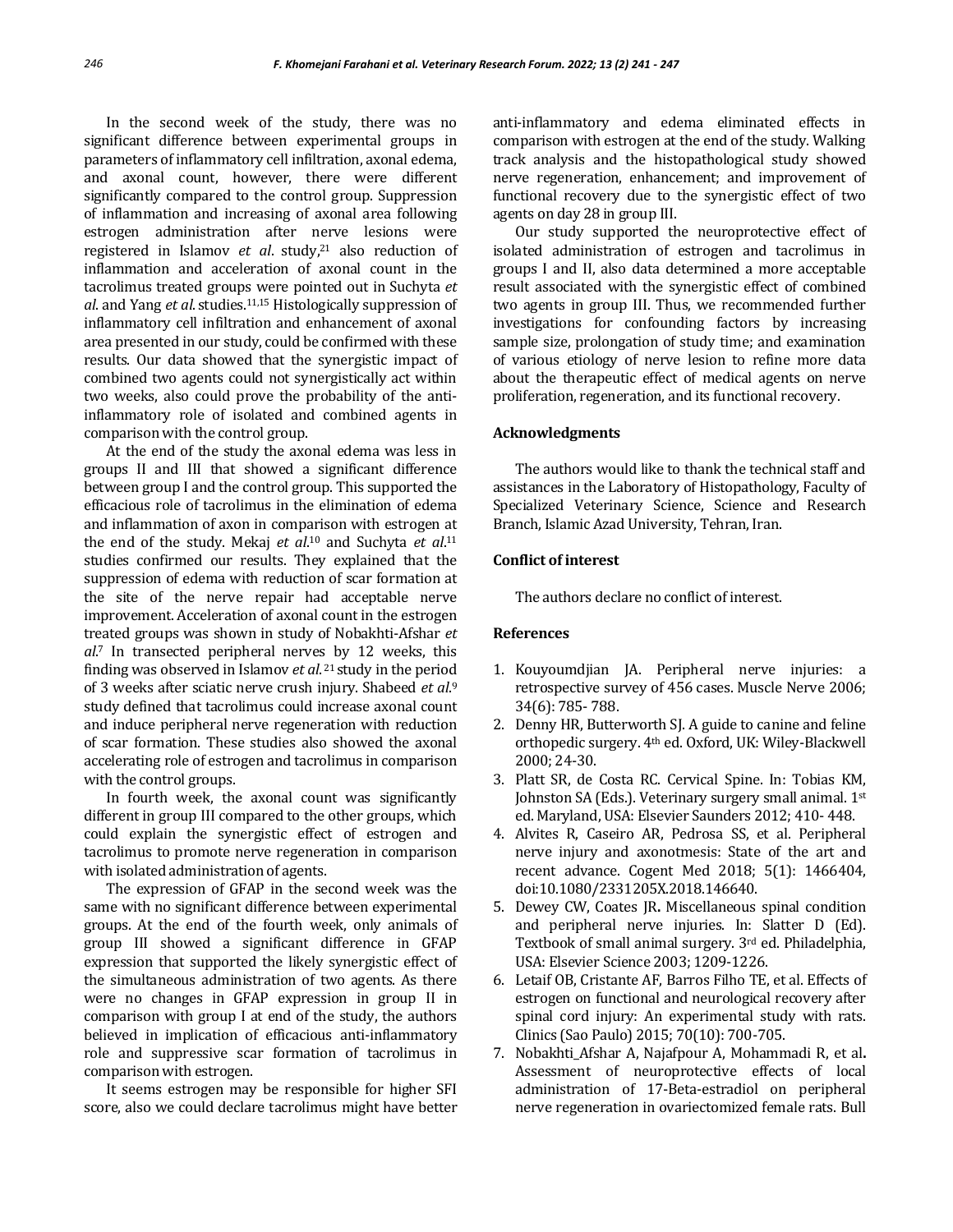In the second week of the study, there was no significant difference between experimental groups in parameters of inflammatory cell infiltration, axonal edema, and axonal count, however, there were different significantly compared to the control group. Suppression of inflammation and increasing of axonal area following estrogen administration after nerve lesions were registered in Islamov *et al*. study,[21] also reduction of inflammation and acceleration of axonal count in the tacrolimus treated groups were pointed out in Suchyta *et al*. and Yang *et al*. studies.[11,15] Histologically suppression of inflammatory cell infiltration and enhancement of axonal area presented in our study, could be confirmed with these results. Our data showed that the synergistic impact of combined two agents could not synergistically act within two weeks, also could prove the probability of the anti-inflammatory role of isolated and combined agents in comparison with the control group.

At the end of the study the axonal edema was less in groups II and III that showed a significant difference between group I and the control group. This supported the efficacious role of tacrolimus in the elimination of edema and inflammation of axon in comparison with estrogen at the end of the study. Mekaj *et al*.[10] and Suchyta *et al*.[11] studies confirmed our results. They explained that the suppression of edema with reduction of scar formation at the site of the nerve repair had acceptable nerve improvement. Acceleration of axonal count in the estrogen treated groups was shown in study of Nobakhti-Afshar *et al*.[7] In transected peripheral nerves by 12 weeks, this finding was observed in Islamov *et al*.[21] study in the period of 3 weeks after sciatic nerve crush injury. Shabeed *et al*.[9] study defined that tacrolimus could increase axonal count and induce peripheral nerve regeneration with reduction of scar formation. These studies also showed the axonal accelerating role of estrogen and tacrolimus in comparison with the control groups.

In fourth week, the axonal count was significantly different in group III compared to the other groups, which could explain the synergistic effect of estrogen and tacrolimus to promote nerve regeneration in comparison with isolated administration of agents.

The expression of GFAP in the second week was the same with no significant difference between experimental groups. At the end of the fourth week, only animals of group III showed a significant difference in GFAP expression that supported the likely synergistic effect of the simultaneous administration of two agents. As there were no changes in GFAP expression in group II in comparison with group I at end of the study, the authors believed in implication of efficacious anti-inflammatory role and suppressive scar formation of tacrolimus in comparison with estrogen.

It seems estrogen may be responsible for higher SFI score, also we could declare tacrolimus might have better anti-inflammatory and edema eliminated effects in comparison with estrogen at the end of the study. Walking track analysis and the histopathological study showed nerve regeneration, enhancement; and improvement of functional recovery due to the synergistic effect of two agents on day 28 in group III.

Our study supported the neuroprotective effect of isolated administration of estrogen and tacrolimus in groups I and II, also data determined a more acceptable result associated with the synergistic effect of combined two agents in group III. Thus, we recommended further investigations for confounding factors by increasing sample size, prolongation of study time; and examination of various etiology of nerve lesion to refine more data about the therapeutic effect of medical agents on nerve proliferation, regeneration, and its functional recovery.

## Acknowledgments

The authors would like to thank the technical staff and assistances in the Laboratory of Histopathology, Faculty of Specialized Veterinary Science, Science and Research Branch, Islamic Azad University, Tehran, Iran.

## Conflict of interest

The authors declare no conflict of interest.

## References

1. Kouyoumdjian JA. Peripheral nerve injuries: a retrospective survey of 456 cases. Muscle Nerve 2006; 34(6): 785- 788.
2. Denny HR, Butterworth SJ. A guide to canine and feline orthopedic surgery. 4th ed. Oxford, UK: Wiley-Blackwell 2000; 24-30.
3. Platt SR, de Costa RC. Cervical Spine. In: Tobias KM, Johnston SA (Eds.). Veterinary surgery small animal. 1st ed. Maryland, USA: Elsevier Saunders 2012; 410- 448.
4. Alvites R, Caseiro AR, Pedrosa SS, et al. Peripheral nerve injury and axonotmesis: State of the art and recent advance. Cogent Med 2018; 5(1): 1466404, doi:10.1080/2331205X.2018.146640.
5. Dewey CW, Coates JR**.** Miscellaneous spinal condition and peripheral nerve injuries. In: Slatter D (Ed). Textbook of small animal surgery. 3rd ed. Philadelphia, USA: Elsevier Science 2003; 1209-1226.
6. Letaif OB, Cristante AF, Barros Filho TE, et al. Effects of estrogen on functional and neurological recovery after spinal cord injury: An experimental study with rats. Clinics (Sao Paulo) 2015; 70(10): 700-705.
7. Nobakhti_Afshar A, Najafpour A, Mohammadi R, et al**.** Assessment of neuroprotective effects of local administration of 17-Beta-estradiol on peripheral nerve regeneration in ovariectomized female rats. Bull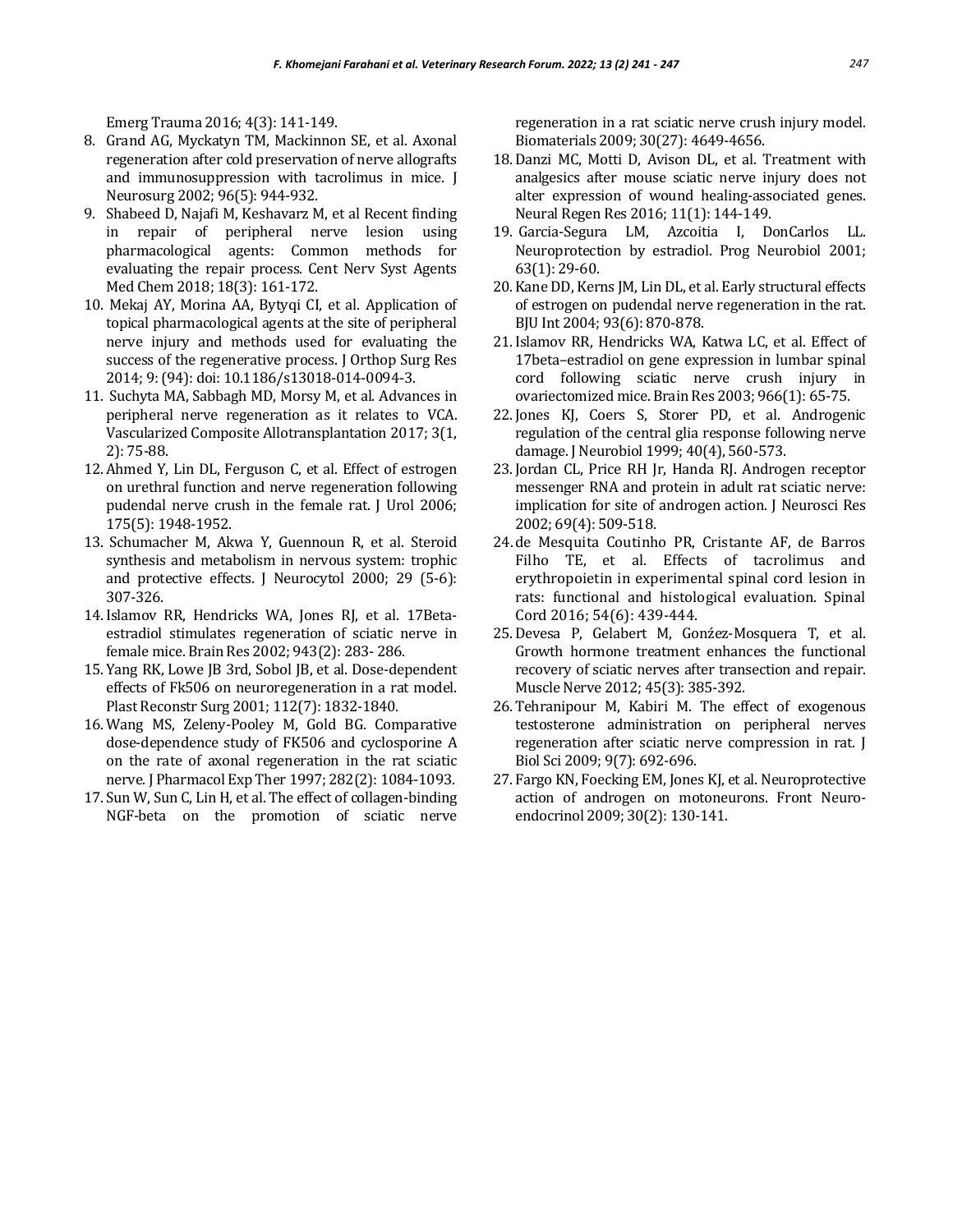Emerg Trauma 2016; 4(3): 141-149.

8. Grand AG, Myckatyn TM, Mackinnon SE, et al. Axonal regeneration after cold preservation of nerve allografts and immunosuppression with tacrolimus in mice. J Neurosurg 2002; 96(5): 944-932.
9. Shabeed D, Najafi M, Keshavarz M, et al Recent finding in repair of peripheral nerve lesion using pharmacological agents: Common methods for evaluating the repair process. Cent Nerv Syst Agents Med Chem 2018; 18(3): 161-172.
10. Mekaj AY, Morina AA, Bytyqi CI, et al. Application of topical pharmacological agents at the site of peripheral nerve injury and methods used for evaluating the success of the regenerative process. J Orthop Surg Res 2014; 9: (94): doi: 10.1186/s13018-014-0094-3.
11. Suchyta MA, Sabbagh MD, Morsy M, et al. Advances in peripheral nerve regeneration as it relates to VCA. Vascularized Composite Allotransplantation 2017; 3(1, 2): 75-88.
12. Ahmed Y, Lin DL, Ferguson C, et al. Effect of estrogen on urethral function and nerve regeneration following pudendal nerve crush in the female rat. J Urol 2006; 175(5): 1948-1952.
13. Schumacher M, Akwa Y, Guennoun R, et al. Steroid synthesis and metabolism in nervous system: trophic and protective effects. J Neurocytol 2000; 29 (5-6): 307-326.
14. Islamov RR, Hendricks WA, Jones RJ, et al. 17Beta-estradiol stimulates regeneration of sciatic nerve in female mice. Brain Res 2002; 943(2): 283- 286.
15. Yang RK, Lowe JB 3rd, Sobol JB, et al. Dose-dependent effects of Fk506 on neuroregeneration in a rat model. Plast Reconstr Surg 2001; 112(7): 1832-1840.
16. Wang MS, Zeleny-Pooley M, Gold BG. Comparative dose-dependence study of FK506 and cyclosporine A on the rate of axonal regeneration in the rat sciatic nerve. J Pharmacol Exp Ther 1997; 282(2): 1084-1093.
17. Sun W, Sun C, Lin H, et al. The effect of collagen-binding NGF-beta on the promotion of sciatic nerve regeneration in a rat sciatic nerve crush injury model. Biomaterials 2009; 30(27): 4649-4656.
18. Danzi MC, Motti D, Avison DL, et al. Treatment with analgesics after mouse sciatic nerve injury does not alter expression of wound healing-associated genes. Neural Regen Res 2016; 11(1): 144-149.
19. Garcia-Segura LM, Azcoitia I, DonCarlos LL. Neuroprotection by estradiol. Prog Neurobiol 2001; 63(1): 29-60.
20. Kane DD, Kerns JM, Lin DL, et al. Early structural effects of estrogen on pudendal nerve regeneration in the rat. BJU Int 2004; 93(6): 870-878.
21. Islamov RR, Hendricks WA, Katwa LC, et al. Effect of 17beta–estradiol on gene expression in lumbar spinal cord following sciatic nerve crush injury in ovariectomized mice. Brain Res 2003; 966(1): 65-75.
22. Jones KJ, Coers S, Storer PD, et al. Androgenic regulation of the central glia response following nerve damage. J Neurobiol 1999; 40(4), 560-573.
23. Jordan CL, Price RH Jr, Handa RJ. Androgen receptor messenger RNA and protein in adult rat sciatic nerve: implication for site of androgen action. J Neurosci Res 2002; 69(4): 509-518.
24. de Mesquita Coutinho PR, Cristante AF, de Barros Filho TE, et al. Effects of tacrolimus and erythropoietin in experimental spinal cord lesion in rats: functional and histological evaluation. Spinal Cord 2016; 54(6): 439-444.
25. Devesa P, Gelabert M, Gonźez-Mosquera T, et al. Growth hormone treatment enhances the functional recovery of sciatic nerves after transection and repair. Muscle Nerve 2012; 45(3): 385-392.
26. Tehranipour M, Kabiri M. The effect of exogenous testosterone administration on peripheral nerves regeneration after sciatic nerve compression in rat. J Biol Sci 2009; 9(7): 692-696.
27. Fargo KN, Foecking EM, Jones KJ, et al. Neuroprotective action of androgen on motoneurons. Front Neuroendocrinol 2009; 30(2): 130-141.